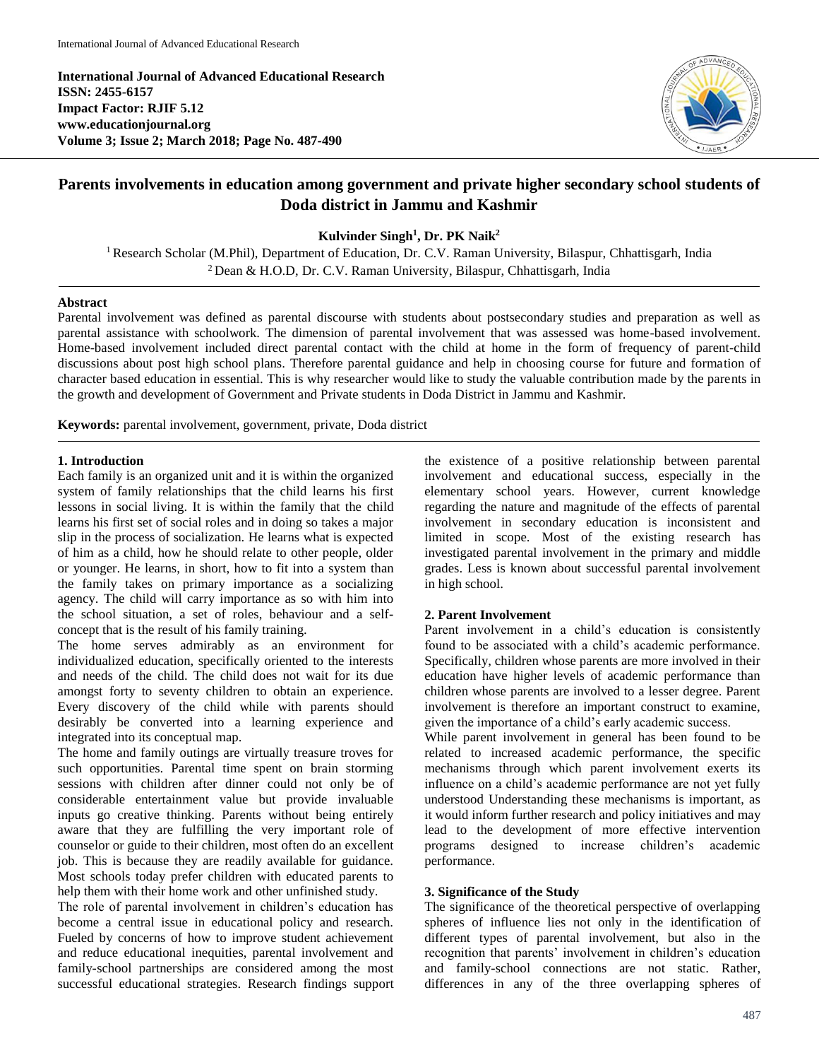**International Journal of Advanced Educational Research**
**ISSN: 2455-6157**
**Impact Factor: RJIF 5.12**
**www.educationjournal.org**
**Volume 3; Issue 2; March 2018; Page No. 487-490**

# Parents involvements in education among government and private higher secondary school students of Doda district in Jammu and Kashmir

**Kulvinder Singh[1], Dr. PK Naik[2]**

[1] Research Scholar (M.Phil), Department of Education, Dr. C.V. Raman University, Bilaspur, Chhattisgarh, India
[2] Dean & H.O.D, Dr. C.V. Raman University, Bilaspur, Chhattisgarh, India

## Abstract

Parental involvement was defined as parental discourse with students about postsecondary studies and preparation as well as parental assistance with schoolwork. The dimension of parental involvement that was assessed was home-based involvement. Home-based involvement included direct parental contact with the child at home in the form of frequency of parent-child discussions about post high school plans. Therefore parental guidance and help in choosing course for future and formation of character based education in essential. This is why researcher would like to study the valuable contribution made by the parents in the growth and development of Government and Private students in Doda District in Jammu and Kashmir.

**Keywords:** parental involvement, government, private, Doda district

## 1. Introduction

Each family is an organized unit and it is within the organized system of family relationships that the child learns his first lessons in social living. It is within the family that the child learns his first set of social roles and in doing so takes a major slip in the process of socialization. He learns what is expected of him as a child, how he should relate to other people, older or younger. He learns, in short, how to fit into a system than the family takes on primary importance as a socializing agency. The child will carry importance as so with him into the school situation, a set of roles, behaviour and a self-concept that is the result of his family training.

The home serves admirably as an environment for individualized education, specifically oriented to the interests and needs of the child. The child does not wait for its due amongst forty to seventy children to obtain an experience. Every discovery of the child while with parents should desirably be converted into a learning experience and integrated into its conceptual map.

The home and family outings are virtually treasure troves for such opportunities. Parental time spent on brain storming sessions with children after dinner could not only be of considerable entertainment value but provide invaluable inputs go creative thinking. Parents without being entirely aware that they are fulfilling the very important role of counselor or guide to their children, most often do an excellent job. This is because they are readily available for guidance. Most schools today prefer children with educated parents to help them with their home work and other unfinished study.

The role of parental involvement in children's education has become a central issue in educational policy and research. Fueled by concerns of how to improve student achievement and reduce educational inequities, parental involvement and family-school partnerships are considered among the most successful educational strategies. Research findings support the existence of a positive relationship between parental involvement and educational success, especially in the elementary school years. However, current knowledge regarding the nature and magnitude of the effects of parental involvement in secondary education is inconsistent and limited in scope. Most of the existing research has investigated parental involvement in the primary and middle grades. Less is known about successful parental involvement in high school.

## 2. Parent Involvement

Parent involvement in a child's education is consistently found to be associated with a child's academic performance. Specifically, children whose parents are more involved in their education have higher levels of academic performance than children whose parents are involved to a lesser degree. Parent involvement is therefore an important construct to examine, given the importance of a child's early academic success.

While parent involvement in general has been found to be related to increased academic performance, the specific mechanisms through which parent involvement exerts its influence on a child's academic performance are not yet fully understood Understanding these mechanisms is important, as it would inform further research and policy initiatives and may lead to the development of more effective intervention programs designed to increase children's academic performance.

## 3. Significance of the Study

The significance of the theoretical perspective of overlapping spheres of influence lies not only in the identification of different types of parental involvement, but also in the recognition that parents' involvement in children's education and family-school connections are not static. Rather, differences in any of the three overlapping spheres of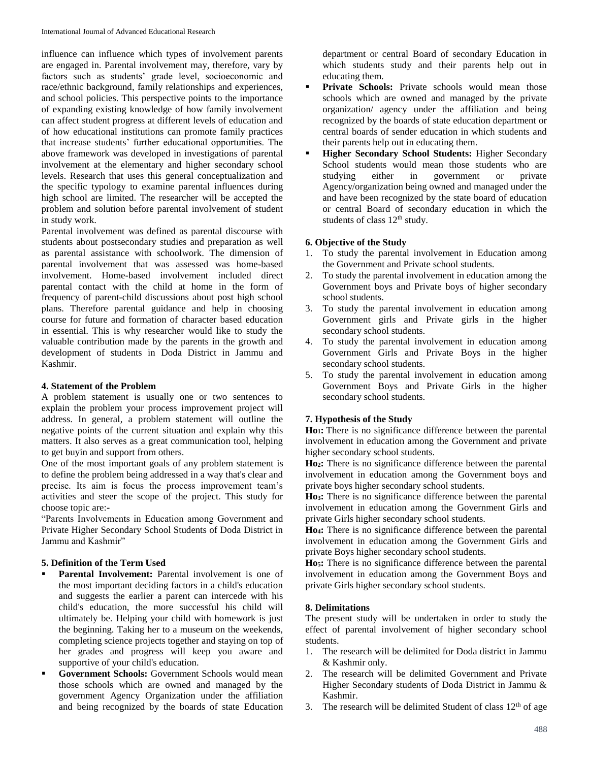influence can influence which types of involvement parents are engaged in. Parental involvement may, therefore, vary by factors such as students' grade level, socioeconomic and race/ethnic background, family relationships and experiences, and school policies. This perspective points to the importance of expanding existing knowledge of how family involvement can affect student progress at different levels of education and of how educational institutions can promote family practices that increase students' further educational opportunities. The above framework was developed in investigations of parental involvement at the elementary and higher secondary school levels. Research that uses this general conceptualization and the specific typology to examine parental influences during high school are limited. The researcher will be accepted the problem and solution before parental involvement of student in study work.

Parental involvement was defined as parental discourse with students about postsecondary studies and preparation as well as parental assistance with schoolwork. The dimension of parental involvement that was assessed was home-based involvement. Home-based involvement included direct parental contact with the child at home in the form of frequency of parent-child discussions about post high school plans. Therefore parental guidance and help in choosing course for future and formation of character based education in essential. This is why researcher would like to study the valuable contribution made by the parents in the growth and development of students in Doda District in Jammu and Kashmir.

### 4. Statement of the Problem

A problem statement is usually one or two sentences to explain the problem your process improvement project will address. In general, a problem statement will outline the negative points of the current situation and explain why this matters. It also serves as a great communication tool, helping to get buyin and support from others.

One of the most important goals of any problem statement is to define the problem being addressed in a way that's clear and precise. Its aim is focus the process improvement team's activities and steer the scope of the project. This study for choose topic are:-

"Parents Involvements in Education among Government and Private Higher Secondary School Students of Doda District in Jammu and Kashmir"

### 5. Definition of the Term Used

- **Parental Involvement:** Parental involvement is one of the most important deciding factors in a child's education and suggests the earlier a parent can intercede with his child's education, the more successful his child will ultimately be. Helping your child with homework is just the beginning. Taking her to a museum on the weekends, completing science projects together and staying on top of her grades and progress will keep you aware and supportive of your child's education.
- **Government Schools:** Government Schools would mean those schools which are owned and managed by the government Agency Organization under the affiliation and being recognized by the boards of state Education department or central Board of secondary Education in which students study and their parents help out in educating them.
- **Private Schools:** Private schools would mean those schools which are owned and managed by the private organization/ agency under the affiliation and being recognized by the boards of state education department or central boards of sender education in which students and their parents help out in educating them.
- **Higher Secondary School Students:** Higher Secondary School students would mean those students who are studying either in government or private Agency/organization being owned and managed under the and have been recognized by the state board of education or central Board of secondary education in which the students of class 12th study.

### 6. Objective of the Study

1. To study the parental involvement in Education among the Government and Private school students.
2. To study the parental involvement in education among the Government boys and Private boys of higher secondary school students.
3. To study the parental involvement in education among Government girls and Private girls in the higher secondary school students.
4. To study the parental involvement in education among Government Girls and Private Boys in the higher secondary school students.
5. To study the parental involvement in education among Government Boys and Private Girls in the higher secondary school students.

### 7. Hypothesis of the Study

**$Ho_1$:** There is no significance difference between the parental involvement in education among the Government and private higher secondary school students.

**$Ho_2$:** There is no significance difference between the parental involvement in education among the Government boys and private boys higher secondary school students.

**$Ho_3$:** There is no significance difference between the parental involvement in education among the Government Girls and private Girls higher secondary school students.

**$Ho_4$:** There is no significance difference between the parental involvement in education among the Government Girls and private Boys higher secondary school students.

**$Ho_5$:** There is no significance difference between the parental involvement in education among the Government Boys and private Girls higher secondary school students.

### 8. Delimitations

The present study will be undertaken in order to study the effect of parental involvement of higher secondary school students.

1. The research will be delimited for Doda district in Jammu & Kashmir only.
2. The research will be delimited Government and Private Higher Secondary students of Doda District in Jammu & Kashmir.
3. The research will be delimited Student of class 12th of age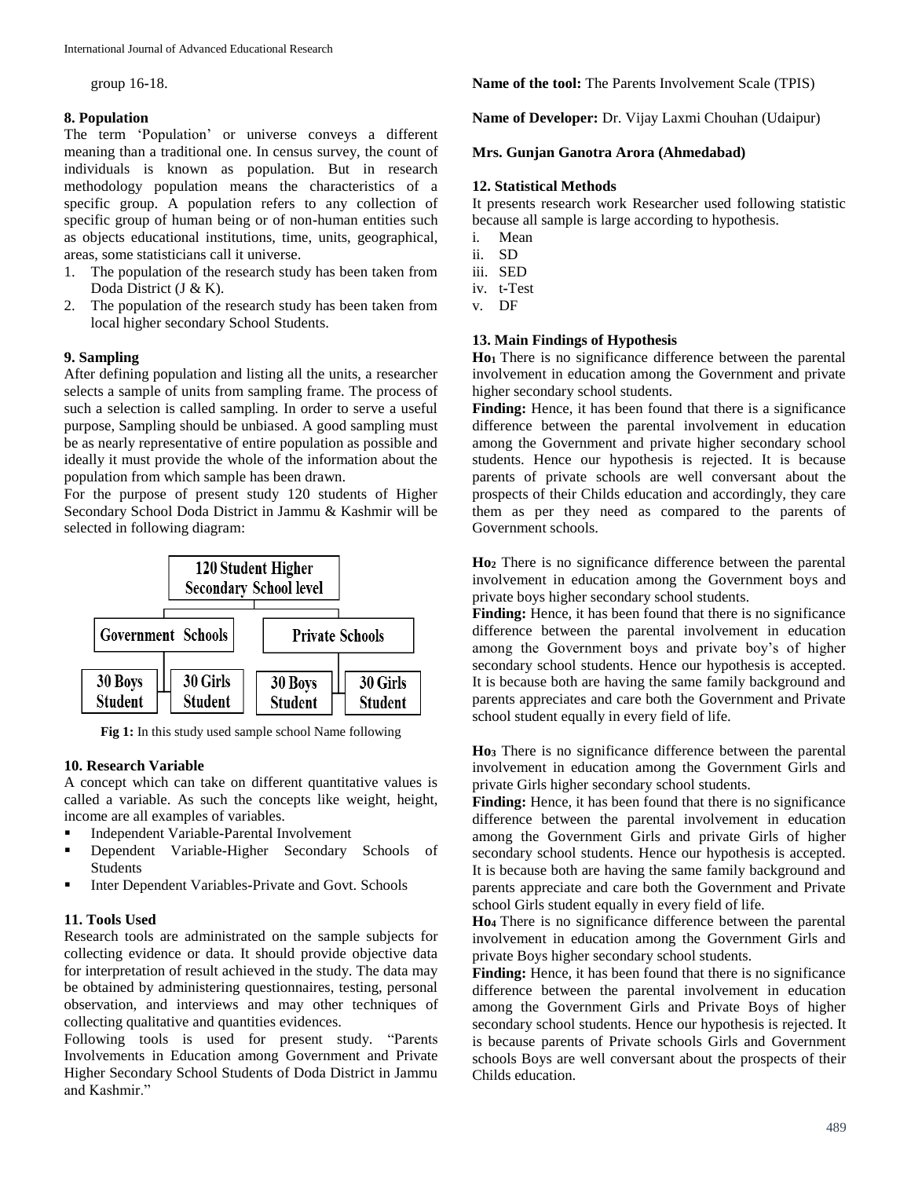group 16-18.

## 8. Population

The term 'Population' or universe conveys a different meaning than a traditional one. In census survey, the count of individuals is known as population. But in research methodology population means the characteristics of a specific group. A population refers to any collection of specific group of human being or of non-human entities such as objects educational institutions, time, units, geographical, areas, some statisticians call it universe.

1. The population of the research study has been taken from Doda District (J & K).
2. The population of the research study has been taken from local higher secondary School Students.

## 9. Sampling

After defining population and listing all the units, a researcher selects a sample of units from sampling frame. The process of such a selection is called sampling. In order to serve a useful purpose, Sampling should be unbiased. A good sampling must be as nearly representative of entire population as possible and ideally it must provide the whole of the information about the population from which sample has been drawn.

For the purpose of present study 120 students of Higher Secondary School Doda District in Jammu & Kashmir will be selected in following diagram:

120 Student Higher Secondary School level

- Government Schools
  - 30 Boys Student
  - 30 Girls Student
- Private Schools
  - 30 Boys Student
  - 30 Girls Student

**Fig 1:** In this study used sample school Name following

## 10. Research Variable

A concept which can take on different quantitative values is called a variable. As such the concepts like weight, height, income are all examples of variables.

- Independent Variable-Parental Involvement
- Dependent Variable-Higher Secondary Schools of Students
- Inter Dependent Variables-Private and Govt. Schools

## 11. Tools Used

Research tools are administrated on the sample subjects for collecting evidence or data. It should provide objective data for interpretation of result achieved in the study. The data may be obtained by administering questionnaires, testing, personal observation, and interviews and may other techniques of collecting qualitative and quantities evidences.

Following tools is used for present study. "Parents Involvements in Education among Government and Private Higher Secondary School Students of Doda District in Jammu and Kashmir."

**Name of the tool:** The Parents Involvement Scale (TPIS)

**Name of Developer:** Dr. Vijay Laxmi Chouhan (Udaipur)

**Mrs. Gunjan Ganotra Arora (Ahmedabad)**

## 12. Statistical Methods

It presents research work Researcher used following statistic because all sample is large according to hypothesis.

i. Mean
ii. SD
iii. SED
iv. t-Test
v. DF

## 13. Main Findings of Hypothesis

**$Ho_1$** There is no significance difference between the parental involvement in education among the Government and private higher secondary school students.

**Finding:** Hence, it has been found that there is a significance difference between the parental involvement in education among the Government and private higher secondary school students. Hence our hypothesis is rejected. It is because parents of private schools are well conversant about the prospects of their Childs education and accordingly, they care them as per they need as compared to the parents of Government schools.

**$Ho_2$** There is no significance difference between the parental involvement in education among the Government boys and private boys higher secondary school students.

**Finding:** Hence, it has been found that there is no significance difference between the parental involvement in education among the Government boys and private boy's of higher secondary school students. Hence our hypothesis is accepted. It is because both are having the same family background and parents appreciates and care both the Government and Private school student equally in every field of life.

**$Ho_3$** There is no significance difference between the parental involvement in education among the Government Girls and private Girls higher secondary school students.

**Finding:** Hence, it has been found that there is no significance difference between the parental involvement in education among the Government Girls and private Girls of higher secondary school students. Hence our hypothesis is accepted. It is because both are having the same family background and parents appreciate and care both the Government and Private school Girls student equally in every field of life.

**$Ho_4$** There is no significance difference between the parental involvement in education among the Government Girls and private Boys higher secondary school students.

**Finding:** Hence, it has been found that there is no significance difference between the parental involvement in education among the Government Girls and Private Boys of higher secondary school students. Hence our hypothesis is rejected. It is because parents of Private schools Girls and Government schools Boys are well conversant about the prospects of their Childs education.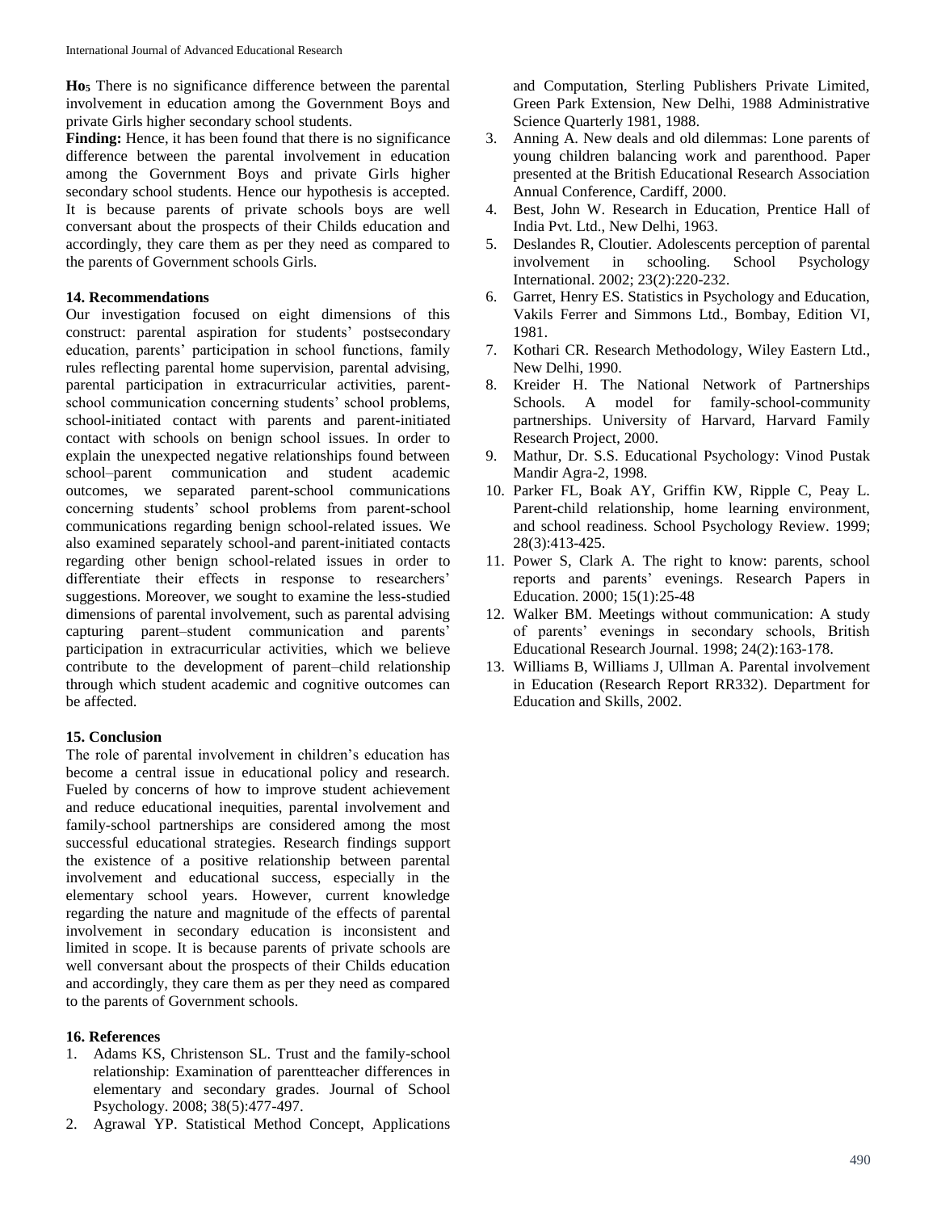**Ho$_5$** There is no significance difference between the parental involvement in education among the Government Boys and private Girls higher secondary school students.

**Finding:** Hence, it has been found that there is no significance difference between the parental involvement in education among the Government Boys and private Girls higher secondary school students. Hence our hypothesis is accepted. It is because parents of private schools boys are well conversant about the prospects of their Childs education and accordingly, they care them as per they need as compared to the parents of Government schools Girls.

## 14. Recommendations

Our investigation focused on eight dimensions of this construct: parental aspiration for students' postsecondary education, parents' participation in school functions, family rules reflecting parental home supervision, parental advising, parental participation in extracurricular activities, parent-school communication concerning students' school problems, school-initiated contact with parents and parent-initiated contact with schools on benign school issues. In order to explain the unexpected negative relationships found between school–parent communication and student academic outcomes, we separated parent-school communications concerning students' school problems from parent-school communications regarding benign school-related issues. We also examined separately school-and parent-initiated contacts regarding other benign school-related issues in order to differentiate their effects in response to researchers' suggestions. Moreover, we sought to examine the less-studied dimensions of parental involvement, such as parental advising capturing parent–student communication and parents' participation in extracurricular activities, which we believe contribute to the development of parent–child relationship through which student academic and cognitive outcomes can be affected.

## 15. Conclusion

The role of parental involvement in children's education has become a central issue in educational policy and research. Fueled by concerns of how to improve student achievement and reduce educational inequities, parental involvement and family-school partnerships are considered among the most successful educational strategies. Research findings support the existence of a positive relationship between parental involvement and educational success, especially in the elementary school years. However, current knowledge regarding the nature and magnitude of the effects of parental involvement in secondary education is inconsistent and limited in scope. It is because parents of private schools are well conversant about the prospects of their Childs education and accordingly, they care them as per they need as compared to the parents of Government schools.

## 16. References

1. Adams KS, Christenson SL. Trust and the family-school relationship: Examination of parentteacher differences in elementary and secondary grades. Journal of School Psychology. 2008; 38(5):477-497.
2. Agrawal YP. Statistical Method Concept, Applications and Computation, Sterling Publishers Private Limited, Green Park Extension, New Delhi, 1988 Administrative Science Quarterly 1981, 1988.
3. Anning A. New deals and old dilemmas: Lone parents of young children balancing work and parenthood. Paper presented at the British Educational Research Association Annual Conference, Cardiff, 2000.
4. Best, John W. Research in Education, Prentice Hall of India Pvt. Ltd., New Delhi, 1963.
5. Deslandes R, Cloutier. Adolescents perception of parental involvement in schooling. School Psychology International. 2002; 23(2):220-232.
6. Garret, Henry ES. Statistics in Psychology and Education, Vakils Ferrer and Simmons Ltd., Bombay, Edition VI, 1981.
7. Kothari CR. Research Methodology, Wiley Eastern Ltd., New Delhi, 1990.
8. Kreider H. The National Network of Partnerships Schools. A model for family-school-community partnerships. University of Harvard, Harvard Family Research Project, 2000.
9. Mathur, Dr. S.S. Educational Psychology: Vinod Pustak Mandir Agra-2, 1998.
10. Parker FL, Boak AY, Griffin KW, Ripple C, Peay L. Parent-child relationship, home learning environment, and school readiness. School Psychology Review. 1999; 28(3):413-425.
11. Power S, Clark A. The right to know: parents, school reports and parents' evenings. Research Papers in Education. 2000; 15(1):25-48
12. Walker BM. Meetings without communication: A study of parents' evenings in secondary schools, British Educational Research Journal. 1998; 24(2):163-178.
13. Williams B, Williams J, Ullman A. Parental involvement in Education (Research Report RR332). Department for Education and Skills, 2002.